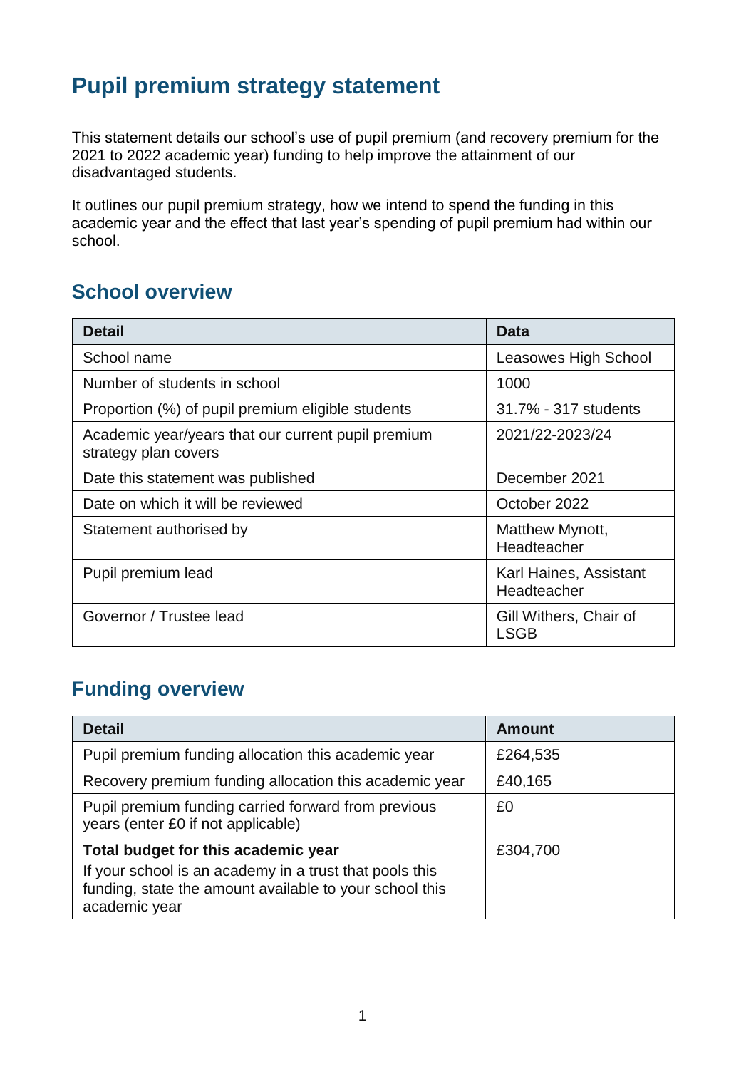# Pupil premium strategy statement

This statement details our school's use of pupil premium (and recovery premium for the 2021 to 2022 academic year) funding to help improve the attainment of our disadvantaged students.

It outlines our pupil premium strategy, how we intend to spend the funding in this academic year and the effect that last year's spending of pupil premium had within our school.

## School overview

| Detail | Data |
|---|---|
| School name | Leasowes High School |
| Number of students in school | 1000 |
| Proportion (%) of pupil premium eligible students | 31.7% - 317 students |
| Academic year/years that our current pupil premium strategy plan covers | 2021/22-2023/24 |
| Date this statement was published | December 2021 |
| Date on which it will be reviewed | October 2022 |
| Statement authorised by | Matthew Mynott, Headteacher |
| Pupil premium lead | Karl Haines, Assistant Headteacher |
| Governor / Trustee lead | Gill Withers, Chair of LSGB |

## Funding overview

| Detail | Amount |
|---|---|
| Pupil premium funding allocation this academic year | £264,535 |
| Recovery premium funding allocation this academic year | £40,165 |
| Pupil premium funding carried forward from previous years (enter £0 if not applicable) | £0 |
| **Total budget for this academic year** If your school is an academy in a trust that pools this funding, state the amount available to your school this academic year | £304,700 |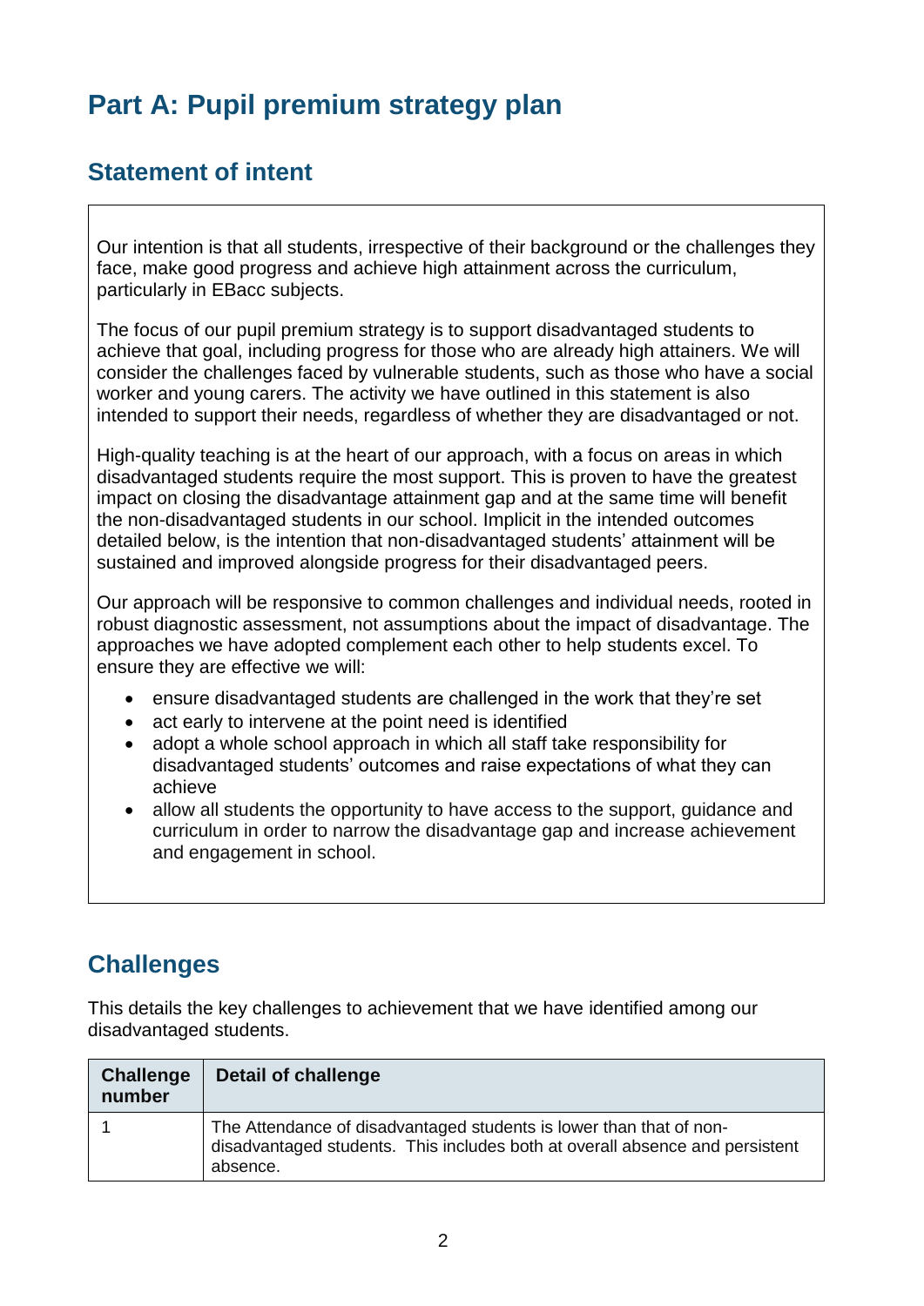# Part A: Pupil premium strategy plan

## Statement of intent

Our intention is that all students, irrespective of their background or the challenges they face, make good progress and achieve high attainment across the curriculum, particularly in EBacc subjects.

The focus of our pupil premium strategy is to support disadvantaged students to achieve that goal, including progress for those who are already high attainers. We will consider the challenges faced by vulnerable students, such as those who have a social worker and young carers. The activity we have outlined in this statement is also intended to support their needs, regardless of whether they are disadvantaged or not.

High-quality teaching is at the heart of our approach, with a focus on areas in which disadvantaged students require the most support. This is proven to have the greatest impact on closing the disadvantage attainment gap and at the same time will benefit the non-disadvantaged students in our school. Implicit in the intended outcomes detailed below, is the intention that non-disadvantaged students' attainment will be sustained and improved alongside progress for their disadvantaged peers.

Our approach will be responsive to common challenges and individual needs, rooted in robust diagnostic assessment, not assumptions about the impact of disadvantage. The approaches we have adopted complement each other to help students excel. To ensure they are effective we will:

- ensure disadvantaged students are challenged in the work that they're set
- act early to intervene at the point need is identified
- adopt a whole school approach in which all staff take responsibility for disadvantaged students' outcomes and raise expectations of what they can achieve
- allow all students the opportunity to have access to the support, guidance and curriculum in order to narrow the disadvantage gap and increase achievement and engagement in school.

## Challenges

This details the key challenges to achievement that we have identified among our disadvantaged students.

| Challenge number | Detail of challenge |
|---|---|
| 1 | The Attendance of disadvantaged students is lower than that of non-disadvantaged students. This includes both at overall absence and persistent absence. |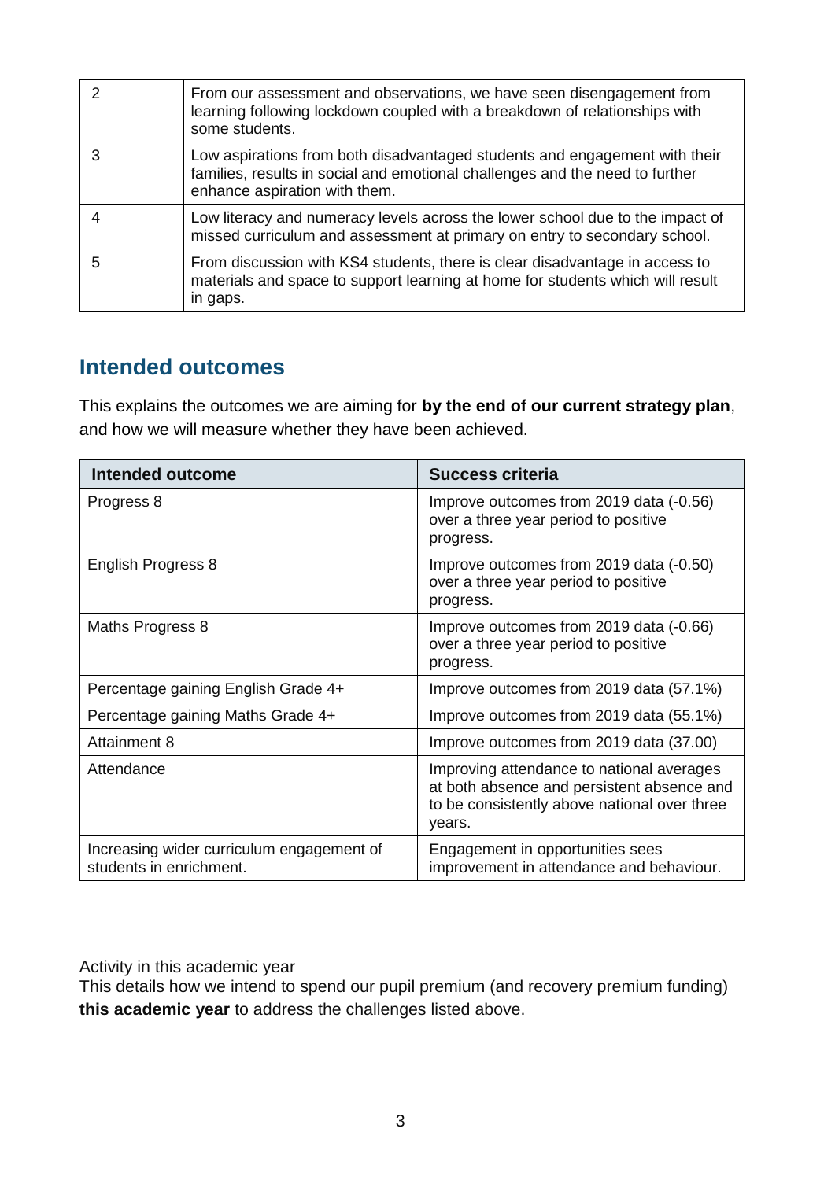| | |
|---|---|
| 2 | From our assessment and observations, we have seen disengagement from learning following lockdown coupled with a breakdown of relationships with some students. |
| 3 | Low aspirations from both disadvantaged students and engagement with their families, results in social and emotional challenges and the need to further enhance aspiration with them. |
| 4 | Low literacy and numeracy levels across the lower school due to the impact of missed curriculum and assessment at primary on entry to secondary school. |
| 5 | From discussion with KS4 students, there is clear disadvantage in access to materials and space to support learning at home for students which will result in gaps. |

## Intended outcomes

This explains the outcomes we are aiming for **by the end of our current strategy plan**, and how we will measure whether they have been achieved.

| Intended outcome | Success criteria |
|---|---|
| Progress 8 | Improve outcomes from 2019 data (-0.56) over a three year period to positive progress. |
| English Progress 8 | Improve outcomes from 2019 data (-0.50) over a three year period to positive progress. |
| Maths Progress 8 | Improve outcomes from 2019 data (-0.66) over a three year period to positive progress. |
| Percentage gaining English Grade 4+ | Improve outcomes from 2019 data (57.1%) |
| Percentage gaining Maths Grade 4+ | Improve outcomes from 2019 data (55.1%) |
| Attainment 8 | Improve outcomes from 2019 data (37.00) |
| Attendance | Improving attendance to national averages at both absence and persistent absence and to be consistently above national over three years. |
| Increasing wider curriculum engagement of students in enrichment. | Engagement in opportunities sees improvement in attendance and behaviour. |

Activity in this academic year

This details how we intend to spend our pupil premium (and recovery premium funding) **this academic year** to address the challenges listed above.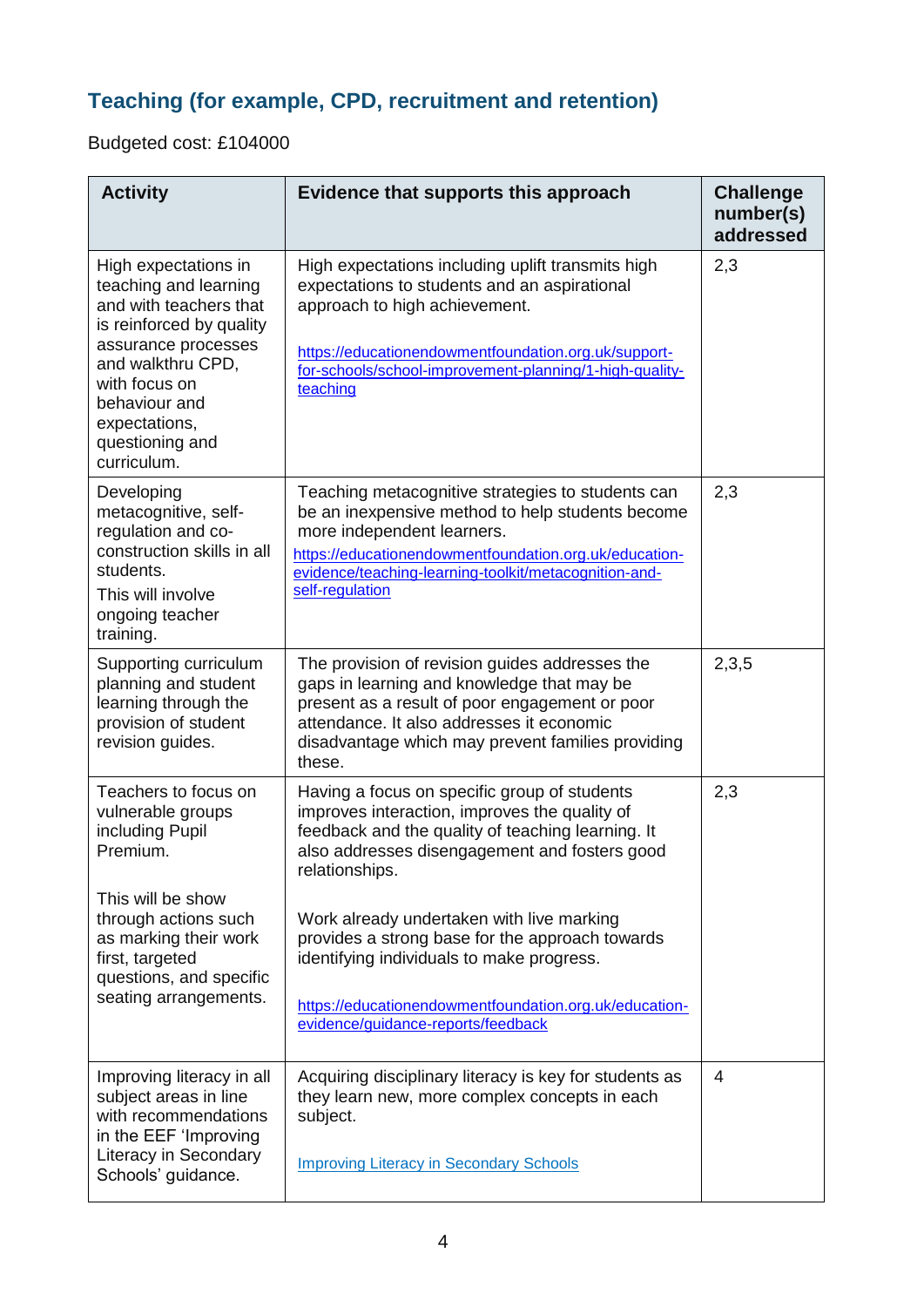## Teaching (for example, CPD, recruitment and retention)

Budgeted cost: £104000

| Activity | Evidence that supports this approach | Challenge number(s) addressed |
| --- | --- | --- |
| High expectations in teaching and learning and with teachers that is reinforced by quality assurance processes and walkthru CPD, with focus on behaviour and expectations, questioning and curriculum. | High expectations including uplift transmits high expectations to students and an aspirational approach to high achievement.<br><br>https://educationendowmentfoundation.org.uk/support-for-schools/school-improvement-planning/1-high-quality-teaching | 2,3 |
| Developing metacognitive, self-regulation and co-construction skills in all students.<br>This will involve ongoing teacher training. | Teaching metacognitive strategies to students can be an inexpensive method to help students become more independent learners.<br>https://educationendowmentfoundation.org.uk/education-evidence/teaching-learning-toolkit/metacognition-and-self-regulation | 2,3 |
| Supporting curriculum planning and student learning through the provision of student revision guides. | The provision of revision guides addresses the gaps in learning and knowledge that may be present as a result of poor engagement or poor attendance. It also addresses it economic disadvantage which may prevent families providing these. | 2,3,5 |
| Teachers to focus on vulnerable groups including Pupil Premium.<br><br>This will be show through actions such as marking their work first, targeted questions, and specific seating arrangements. | Having a focus on specific group of students improves interaction, improves the quality of feedback and the quality of teaching learning. It also addresses disengagement and fosters good relationships.<br><br>Work already undertaken with live marking provides a strong base for the approach towards identifying individuals to make progress.<br><br>https://educationendowmentfoundation.org.uk/education-evidence/guidance-reports/feedback | 2,3 |
| Improving literacy in all subject areas in line with recommendations in the EEF 'Improving Literacy in Secondary Schools' guidance. | Acquiring disciplinary literacy is key for students as they learn new, more complex concepts in each subject.<br><br>Improving Literacy in Secondary Schools | 4 |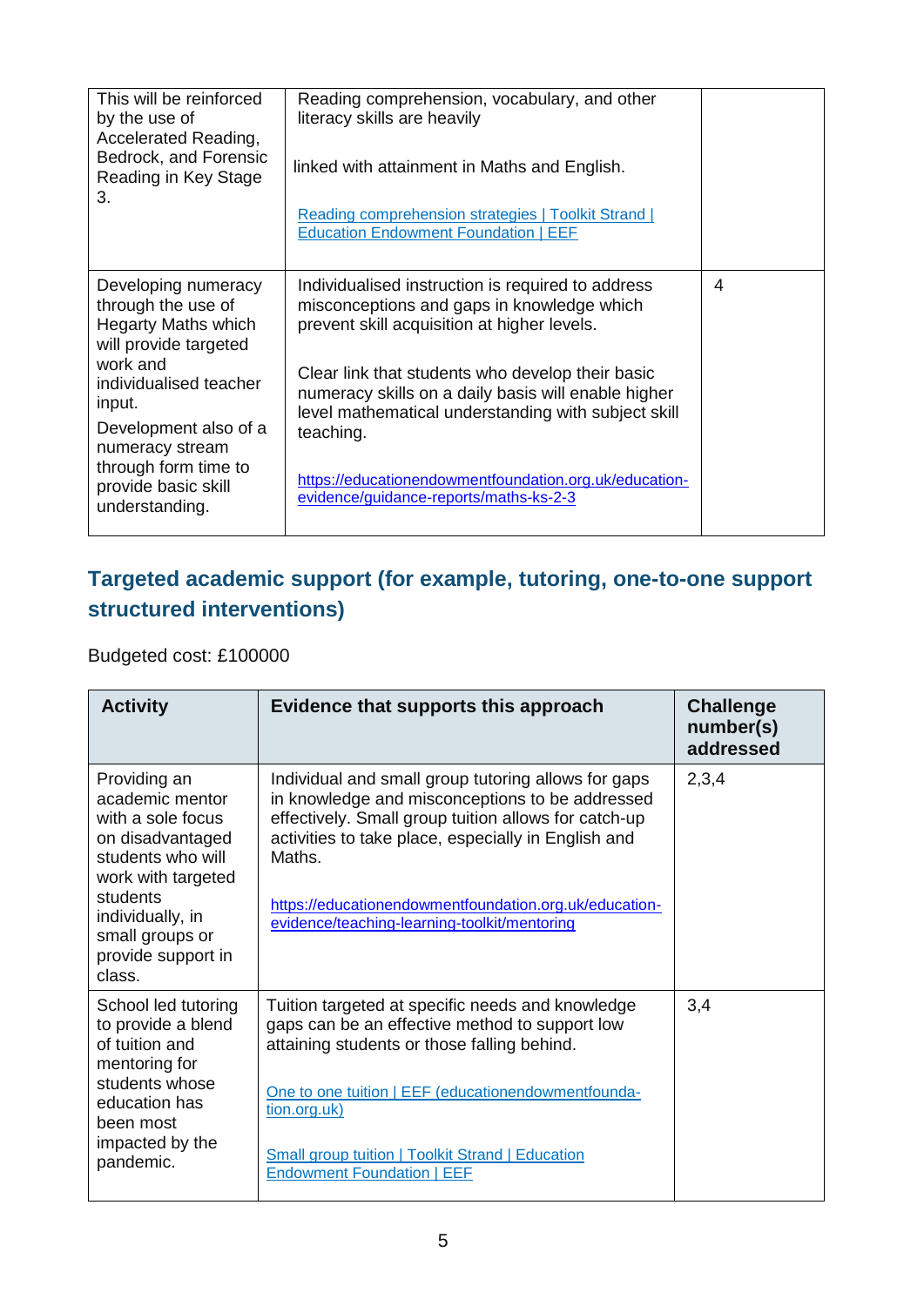| | | |
|---|---|---|
| This will be reinforced by the use of Accelerated Reading, Bedrock, and Forensic Reading in Key Stage 3. | Reading comprehension, vocabulary, and other literacy skills are heavily<br><br>linked with attainment in Maths and English.<br><br>[Reading comprehension strategies \| Toolkit Strand \| Education Endowment Foundation \| EEF](#) | |
| Developing numeracy through the use of Hegarty Maths which will provide targeted work and individualised teacher input.<br><br>Development also of a numeracy stream through form time to provide basic skill understanding. | Individualised instruction is required to address misconceptions and gaps in knowledge which prevent skill acquisition at higher levels.<br><br>Clear link that students who develop their basic numeracy skills on a daily basis will enable higher level mathematical understanding with subject skill teaching.<br><br>https://educationendowmentfoundation.org.uk/education-evidence/guidance-reports/maths-ks-2-3 | 4 |

## Targeted academic support (for example, tutoring, one-to-one support structured interventions)

Budgeted cost: £100000

| Activity | Evidence that supports this approach | Challenge number(s) addressed |
|---|---|---|
| Providing an academic mentor with a sole focus on disadvantaged students who will work with targeted students individually, in small groups or provide support in class. | Individual and small group tutoring allows for gaps in knowledge and misconceptions to be addressed effectively. Small group tuition allows for catch-up activities to take place, especially in English and Maths.<br><br>https://educationendowmentfoundation.org.uk/education-evidence/teaching-learning-toolkit/mentoring | 2,3,4 |
| School led tutoring to provide a blend of tuition and mentoring for students whose education has been most impacted by the pandemic. | Tuition targeted at specific needs and knowledge gaps can be an effective method to support low attaining students or those falling behind.<br><br>[One to one tuition \| EEF (educationendowmentfoundation.org.uk)](#)<br><br>[Small group tuition \| Toolkit Strand \| Education Endowment Foundation \| EEF](#) | 3,4 |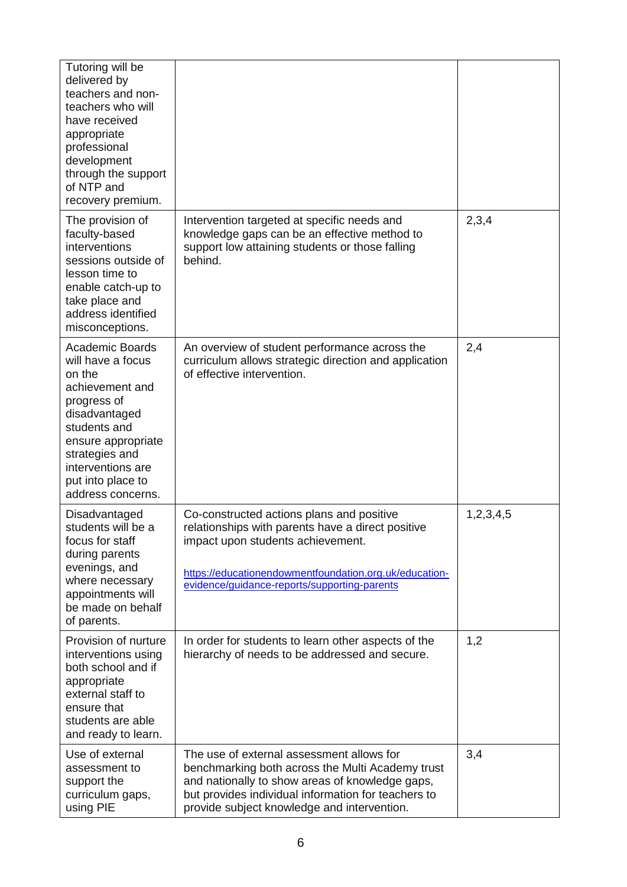| | | |
|---|---|---|
| Tutoring will be delivered by teachers and non-teachers who will have received appropriate professional development through the support of NTP and recovery premium. | | |
| The provision of faculty-based interventions sessions outside of lesson time to enable catch-up to take place and address identified misconceptions. | Intervention targeted at specific needs and knowledge gaps can be an effective method to support low attaining students or those falling behind. | 2,3,4 |
| Academic Boards will have a focus on the achievement and progress of disadvantaged students and ensure appropriate strategies and interventions are put into place to address concerns. | An overview of student performance across the curriculum allows strategic direction and application of effective intervention. | 2,4 |
| Disadvantaged students will be a focus for staff during parents evenings, and where necessary appointments will be made on behalf of parents. | Co-constructed actions plans and positive relationships with parents have a direct positive impact upon students achievement.<br><br>https://educationendowmentfoundation.org.uk/education-evidence/guidance-reports/supporting-parents | 1,2,3,4,5 |
| Provision of nurture interventions using both school and if appropriate external staff to ensure that students are able and ready to learn. | In order for students to learn other aspects of the hierarchy of needs to be addressed and secure. | 1,2 |
| Use of external assessment to support the curriculum gaps, using PIE | The use of external assessment allows for benchmarking both across the Multi Academy trust and nationally to show areas of knowledge gaps, but provides individual information for teachers to provide subject knowledge and intervention. | 3,4 |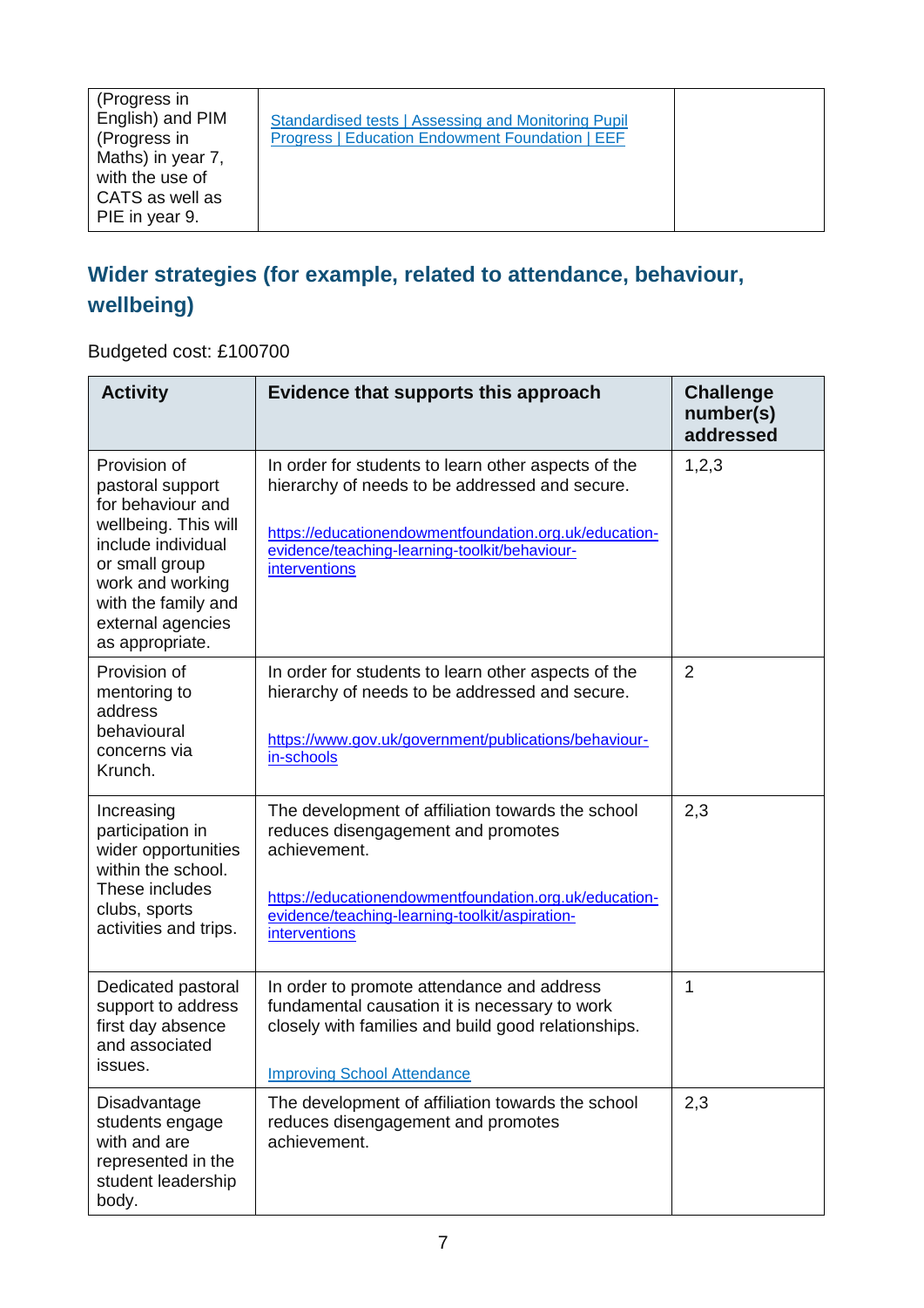| (Progress in English) and PIM (Progress in Maths) in year 7, with the use of CATS as well as PIE in year 9. | [Standardised tests \| Assessing and Monitoring Pupil Progress \| Education Endowment Foundation \| EEF]() | |
|---|---|---|

## Wider strategies (for example, related to attendance, behaviour, wellbeing)

Budgeted cost: £100700

| Activity | Evidence that supports this approach | Challenge number(s) addressed |
|---|---|---|
| Provision of pastoral support for behaviour and wellbeing. This will include individual or small group work and working with the family and external agencies as appropriate. | In order for students to learn other aspects of the hierarchy of needs to be addressed and secure.<br><br>https://educationendowmentfoundation.org.uk/education-evidence/teaching-learning-toolkit/behaviour-interventions | 1,2,3 |
| Provision of mentoring to address behavioural concerns via Krunch. | In order for students to learn other aspects of the hierarchy of needs to be addressed and secure.<br><br>https://www.gov.uk/government/publications/behaviour-in-schools | 2 |
| Increasing participation in wider opportunities within the school. These includes clubs, sports activities and trips. | The development of affiliation towards the school reduces disengagement and promotes achievement.<br><br>https://educationendowmentfoundation.org.uk/education-evidence/teaching-learning-toolkit/aspiration-interventions | 2,3 |
| Dedicated pastoral support to address first day absence and associated issues. | In order to promote attendance and address fundamental causation it is necessary to work closely with families and build good relationships.<br><br>Improving School Attendance | 1 |
| Disadvantage students engage with and are represented in the student leadership body. | The development of affiliation towards the school reduces disengagement and promotes achievement. | 2,3 |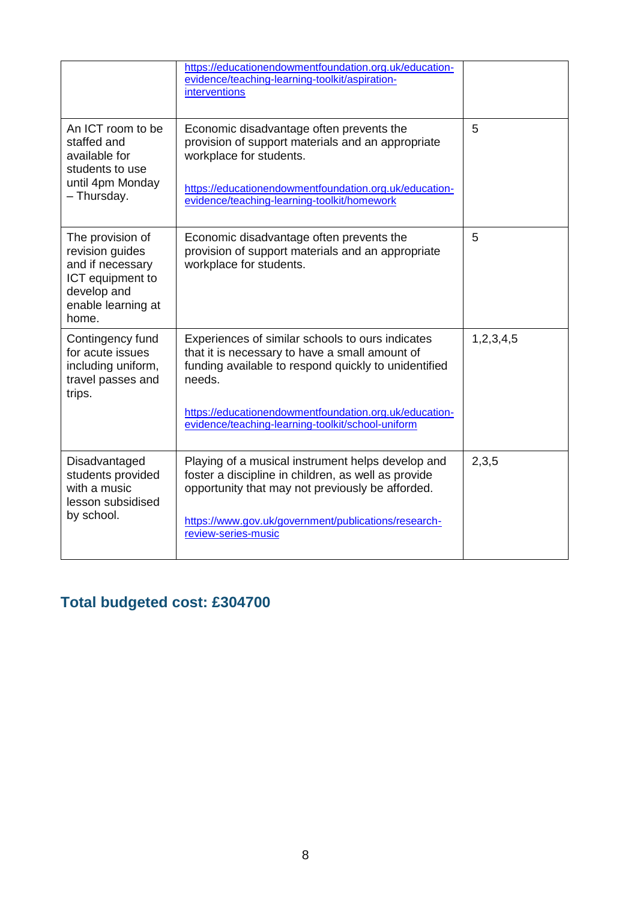| | | |
|---|---|---|
| | https://educationendowmentfoundation.org.uk/education-evidence/teaching-learning-toolkit/aspiration-interventions | |
| An ICT room to be staffed and available for students to use until 4pm Monday – Thursday. | Economic disadvantage often prevents the provision of support materials and an appropriate workplace for students.<br><br>https://educationendowmentfoundation.org.uk/education-evidence/teaching-learning-toolkit/homework | 5 |
| The provision of revision guides and if necessary ICT equipment to develop and enable learning at home. | Economic disadvantage often prevents the provision of support materials and an appropriate workplace for students. | 5 |
| Contingency fund for acute issues including uniform, travel passes and trips. | Experiences of similar schools to ours indicates that it is necessary to have a small amount of funding available to respond quickly to unidentified needs.<br><br>https://educationendowmentfoundation.org.uk/education-evidence/teaching-learning-toolkit/school-uniform | 1,2,3,4,5 |
| Disadvantaged students provided with a music lesson subsidised by school. | Playing of a musical instrument helps develop and foster a discipline in children, as well as provide opportunity that may not previously be afforded.<br><br>https://www.gov.uk/government/publications/research-review-series-music | 2,3,5 |

## Total budgeted cost: £304700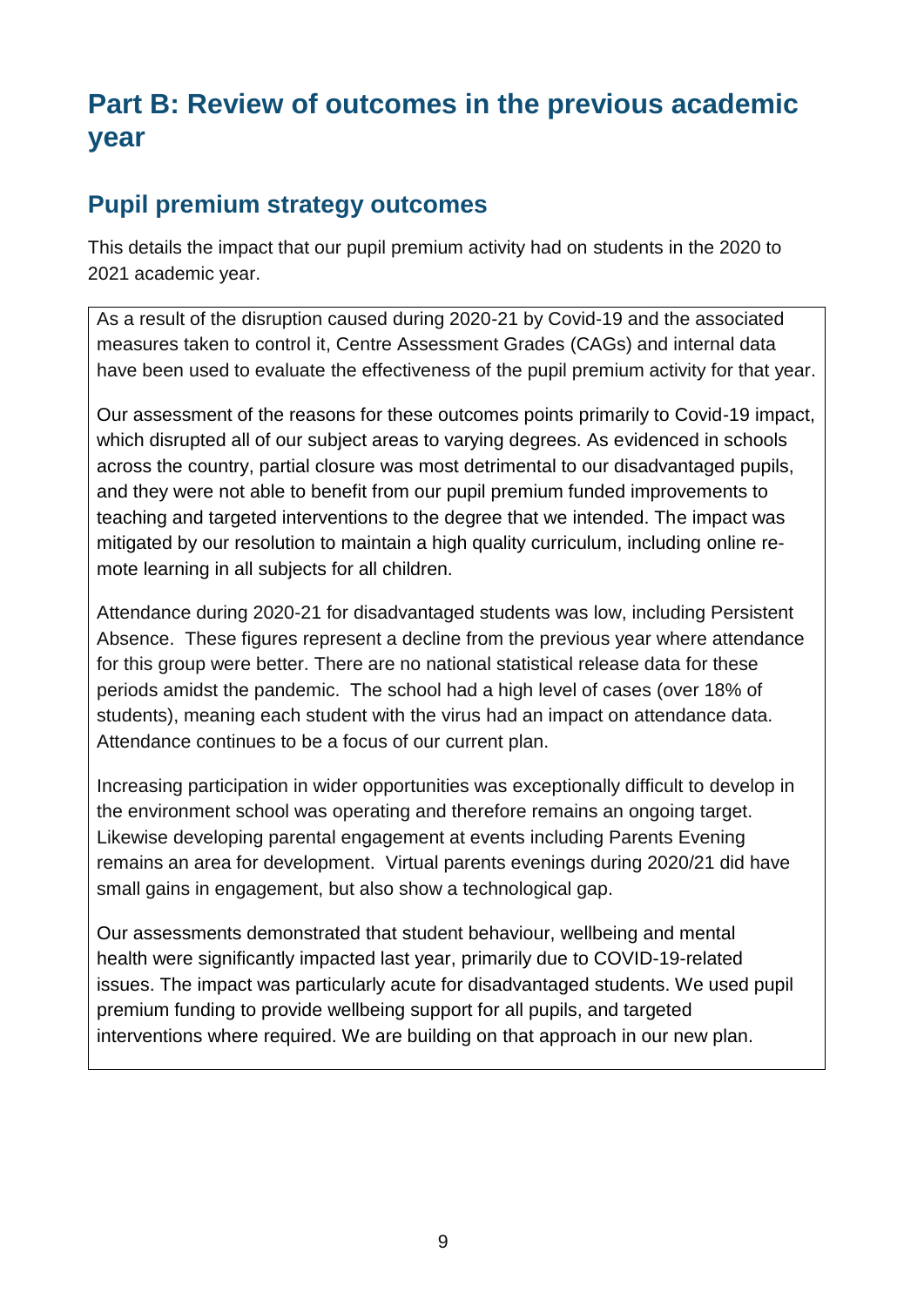# Part B: Review of outcomes in the previous academic year

## Pupil premium strategy outcomes

This details the impact that our pupil premium activity had on students in the 2020 to 2021 academic year.

As a result of the disruption caused during 2020-21 by Covid-19 and the associated measures taken to control it, Centre Assessment Grades (CAGs) and internal data have been used to evaluate the effectiveness of the pupil premium activity for that year.

Our assessment of the reasons for these outcomes points primarily to Covid-19 impact, which disrupted all of our subject areas to varying degrees. As evidenced in schools across the country, partial closure was most detrimental to our disadvantaged pupils, and they were not able to benefit from our pupil premium funded improvements to teaching and targeted interventions to the degree that we intended. The impact was mitigated by our resolution to maintain a high quality curriculum, including online remote learning in all subjects for all children.

Attendance during 2020-21 for disadvantaged students was low, including Persistent Absence. These figures represent a decline from the previous year where attendance for this group were better. There are no national statistical release data for these periods amidst the pandemic. The school had a high level of cases (over 18% of students), meaning each student with the virus had an impact on attendance data. Attendance continues to be a focus of our current plan.

Increasing participation in wider opportunities was exceptionally difficult to develop in the environment school was operating and therefore remains an ongoing target. Likewise developing parental engagement at events including Parents Evening remains an area for development. Virtual parents evenings during 2020/21 did have small gains in engagement, but also show a technological gap.

Our assessments demonstrated that student behaviour, wellbeing and mental health were significantly impacted last year, primarily due to COVID-19-related issues. The impact was particularly acute for disadvantaged students. We used pupil premium funding to provide wellbeing support for all pupils, and targeted interventions where required. We are building on that approach in our new plan.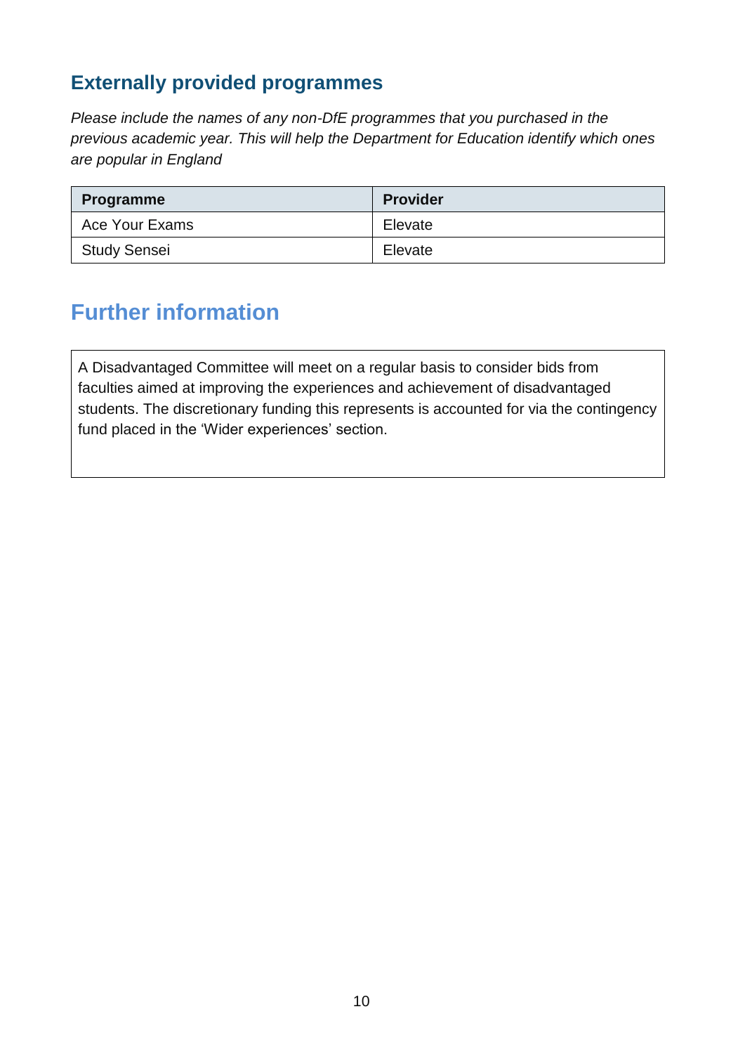## Externally provided programmes

*Please include the names of any non-DfE programmes that you purchased in the previous academic year. This will help the Department for Education identify which ones are popular in England*

| Programme | Provider |
| --- | --- |
| Ace Your Exams | Elevate |
| Study Sensei | Elevate |

# Further information

A Disadvantaged Committee will meet on a regular basis to consider bids from faculties aimed at improving the experiences and achievement of disadvantaged students. The discretionary funding this represents is accounted for via the contingency fund placed in the 'Wider experiences' section.